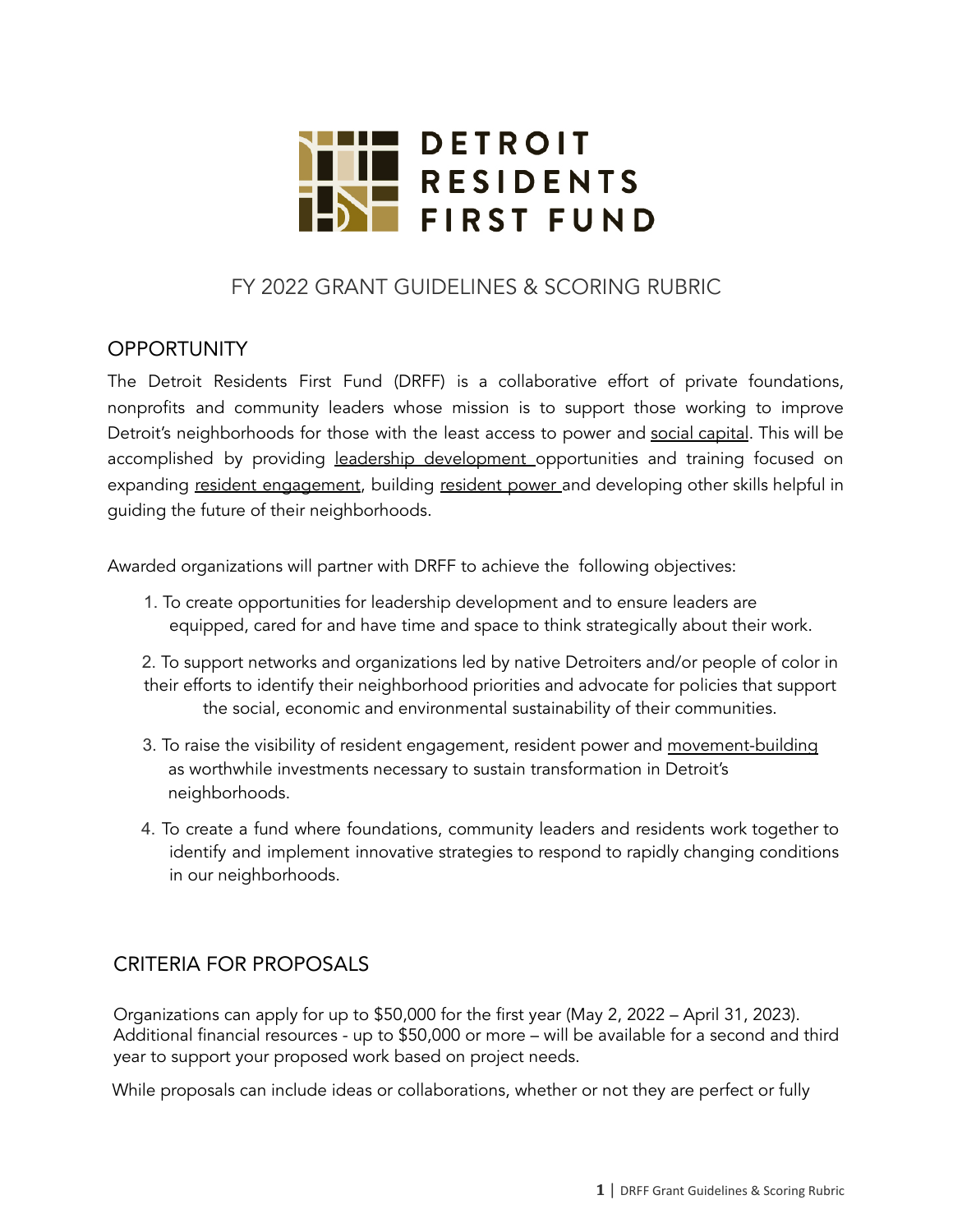# DETROIT RESIDENTS FIRST FUND

## FY 2022 GRANT GUIDELINES & SCORING RUBRIC

### OPPORTUNITY

The Detroit Residents First Fund (DRFF) is a collaborative effort of private foundations, nonprofits and community leaders whose mission is to support those working to improve Detroit's neighborhoods for those with the least access to power and social capital. This will be accomplished by providing leadership development opportunities and training focused on expanding resident engagement, building resident power and developing other skills helpful in guiding the future of their neighborhoods.

Awarded organizations will partner with DRFF to achieve the following objectives:

1. To create opportunities for leadership development and to ensure leaders are equipped, cared for and have time and space to think strategically about their work.
2. To support networks and organizations led by native Detroiters and/or people of color in their efforts to identify their neighborhood priorities and advocate for policies that support the social, economic and environmental sustainability of their communities.
3. To raise the visibility of resident engagement, resident power and movement-building as worthwhile investments necessary to sustain transformation in Detroit's neighborhoods.
4. To create a fund where foundations, community leaders and residents work together to identify and implement innovative strategies to respond to rapidly changing conditions in our neighborhoods.

### CRITERIA FOR PROPOSALS

Organizations can apply for up to $50,000 for the first year (May 2, 2022 – April 31, 2023). Additional financial resources - up to $50,000 or more – will be available for a second and third year to support your proposed work based on project needs.

While proposals can include ideas or collaborations, whether or not they are perfect or fully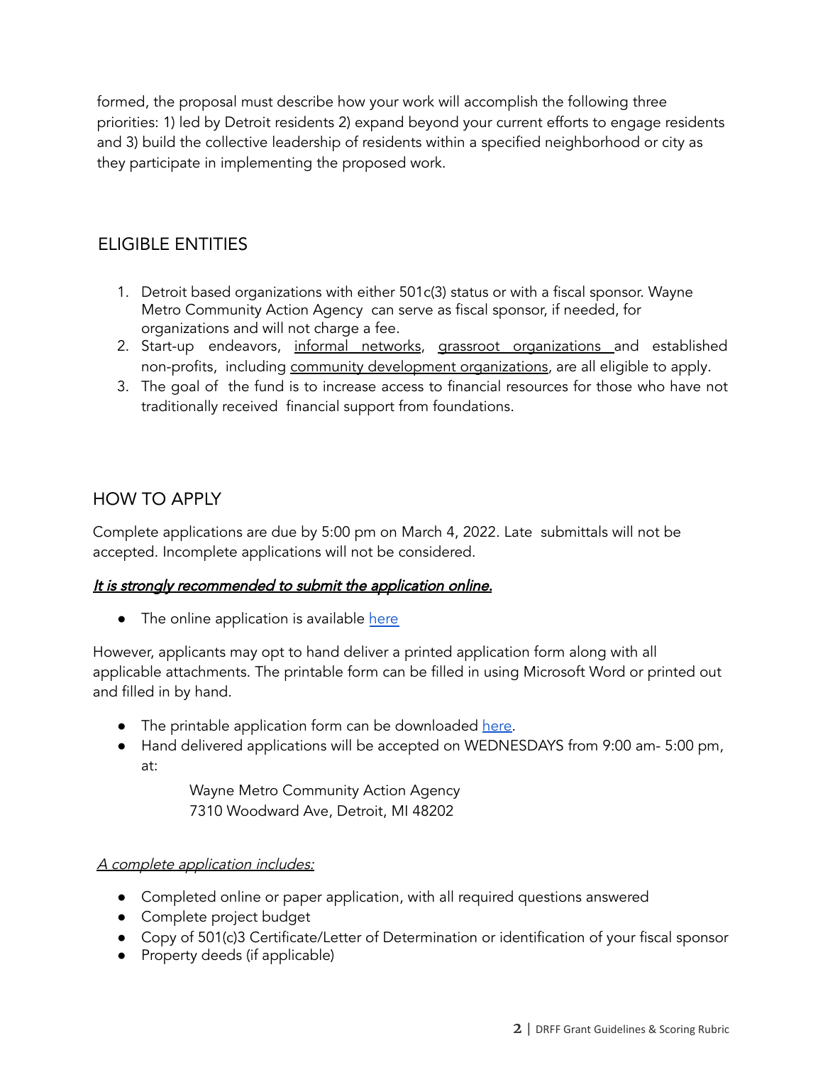formed, the proposal must describe how your work will accomplish the following three priorities: 1) led by Detroit residents 2) expand beyond your current efforts to engage residents and 3) build the collective leadership of residents within a specified neighborhood or city as they participate in implementing the proposed work.

## ELIGIBLE ENTITIES

1. Detroit based organizations with either 501c(3) status or with a fiscal sponsor. Wayne Metro Community Action Agency can serve as fiscal sponsor, if needed, for organizations and will not charge a fee.
2. Start-up endeavors, informal networks, grassroot organizations and established non-profits, including community development organizations, are all eligible to apply.
3. The goal of the fund is to increase access to financial resources for those who have not traditionally received financial support from foundations.

## HOW TO APPLY

Complete applications are due by 5:00 pm on March 4, 2022. Late submittals will not be accepted. Incomplete applications will not be considered.

***It is strongly recommended to submit the application online.***

- The online application is available here

However, applicants may opt to hand deliver a printed application form along with all applicable attachments. The printable form can be filled in using Microsoft Word or printed out and filled in by hand.

- The printable application form can be downloaded here.
- Hand delivered applications will be accepted on WEDNESDAYS from 9:00 am- 5:00 pm, at:

  Wayne Metro Community Action Agency
  7310 Woodward Ave, Detroit, MI 48202

*A complete application includes:*

- Completed online or paper application, with all required questions answered
- Complete project budget
- Copy of 501(c)3 Certificate/Letter of Determination or identification of your fiscal sponsor
- Property deeds (if applicable)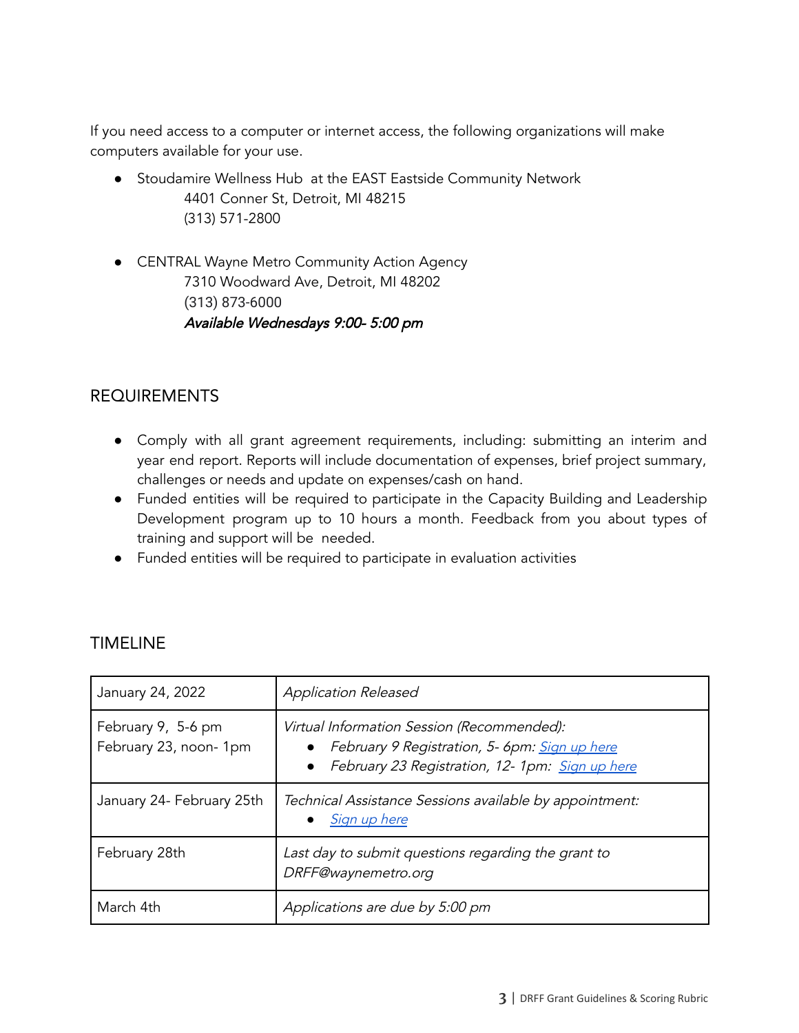If you need access to a computer or internet access, the following organizations will make computers available for your use.

- Stoudamire Wellness Hub at the EAST Eastside Community Network
  4401 Conner St, Detroit, MI 48215
  (313) 571-2800

- CENTRAL Wayne Metro Community Action Agency
  7310 Woodward Ave, Detroit, MI 48202
  (313) 873-6000
  *Available Wednesdays 9:00- 5:00 pm*

## REQUIREMENTS

- Comply with all grant agreement requirements, including: submitting an interim and year end report. Reports will include documentation of expenses, brief project summary, challenges or needs and update on expenses/cash on hand.
- Funded entities will be required to participate in the Capacity Building and Leadership Development program up to 10 hours a month. Feedback from you about types of training and support will be needed.
- Funded entities will be required to participate in evaluation activities

## TIMELINE

| | |
|---|---|
| January 24, 2022 | *Application Released* |
| February 9, 5-6 pm<br>February 23, noon- 1pm | *Virtual Information Session (Recommended):*<br>• *February 9 Registration, 5- 6pm: Sign up here*<br>• *February 23 Registration, 12- 1pm: Sign up here* |
| January 24- February 25th | *Technical Assistance Sessions available by appointment:*<br>• *Sign up here* |
| February 28th | *Last day to submit questions regarding the grant to DRFF@waynemetro.org* |
| March 4th | *Applications are due by 5:00 pm* |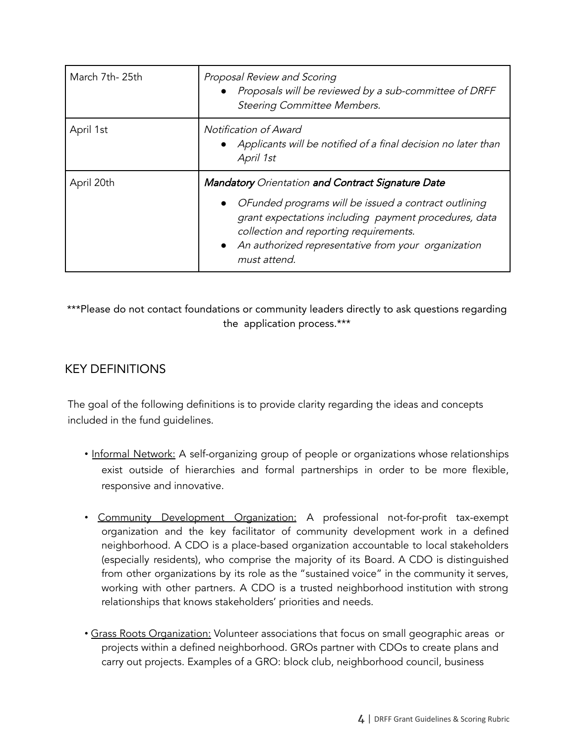| March 7th- 25th | *Proposal Review and Scoring*<br>• *Proposals will be reviewed by a sub-committee of DRFF Steering Committee Members.* |
|---|---|
| April 1st | *Notification of Award*<br>• *Applicants will be notified of a final decision no later than April 1st* |
| April 20th | ***Mandatory** Orientation **and Contract Signature Date***<br>• *OFunded programs will be issued a contract outlining grant expectations including payment procedures, data collection and reporting requirements.*<br>• *An authorized representative from your organization must attend.* |

***Please do not contact foundations or community leaders directly to ask questions regarding the application process.***

## KEY DEFINITIONS

The goal of the following definitions is to provide clarity regarding the ideas and concepts included in the fund guidelines.

- Informal Network: A self-organizing group of people or organizations whose relationships exist outside of hierarchies and formal partnerships in order to be more flexible, responsive and innovative.

- Community Development Organization: A professional not-for-profit tax-exempt organization and the key facilitator of community development work in a defined neighborhood. A CDO is a place-based organization accountable to local stakeholders (especially residents), who comprise the majority of its Board. A CDO is distinguished from other organizations by its role as the "sustained voice" in the community it serves, working with other partners. A CDO is a trusted neighborhood institution with strong relationships that knows stakeholders' priorities and needs.

- Grass Roots Organization: Volunteer associations that focus on small geographic areas or projects within a defined neighborhood. GROs partner with CDOs to create plans and carry out projects. Examples of a GRO: block club, neighborhood council, business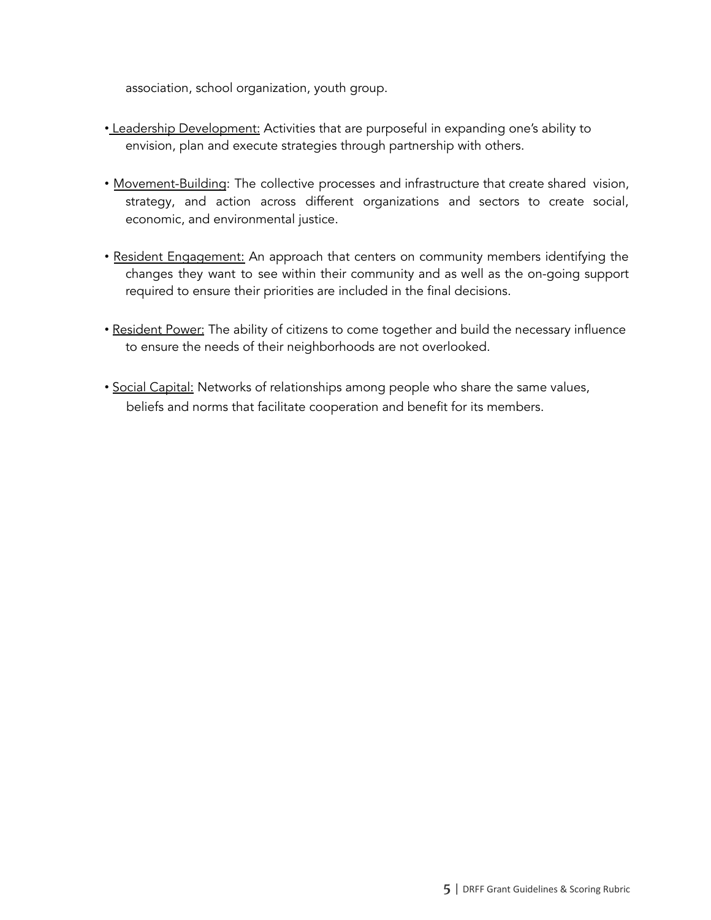association, school organization, youth group.

- Leadership Development: Activities that are purposeful in expanding one's ability to envision, plan and execute strategies through partnership with others.

- Movement-Building: The collective processes and infrastructure that create shared vision, strategy, and action across different organizations and sectors to create social, economic, and environmental justice.

- Resident Engagement: An approach that centers on community members identifying the changes they want to see within their community and as well as the on-going support required to ensure their priorities are included in the final decisions.

- Resident Power: The ability of citizens to come together and build the necessary influence to ensure the needs of their neighborhoods are not overlooked.

- Social Capital: Networks of relationships among people who share the same values, beliefs and norms that facilitate cooperation and benefit for its members.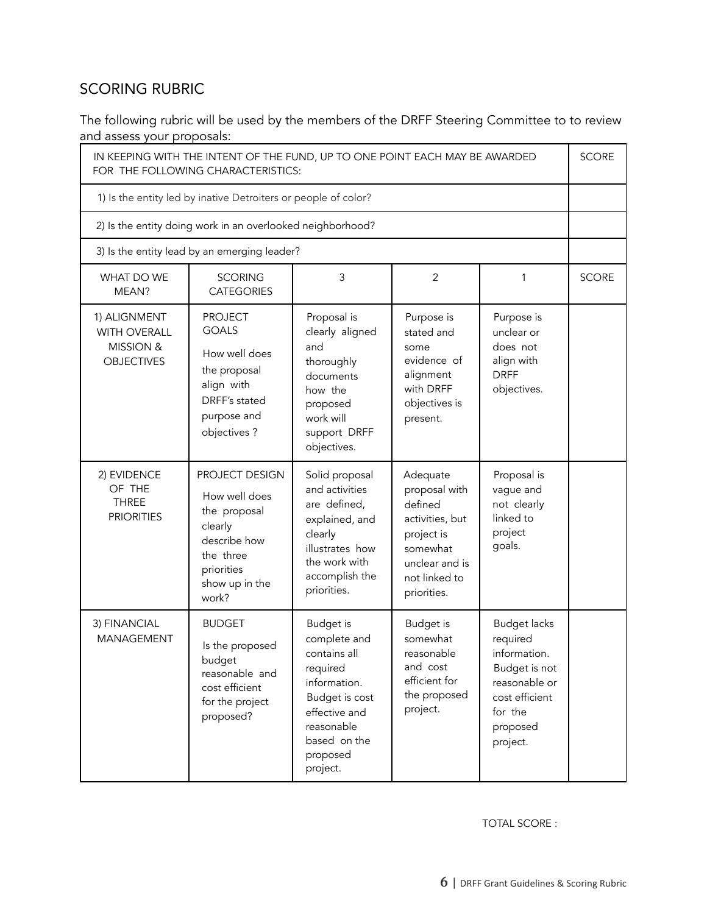## SCORING RUBRIC

The following rubric will be used by the members of the DRFF Steering Committee to to review and assess your proposals:

| IN KEEPING WITH THE INTENT OF THE FUND, UP TO ONE POINT EACH MAY BE AWARDED FOR THE FOLLOWING CHARACTERISTICS: | | | | | SCORE |
|---|---|---|---|---|---|
| 1) Is the entity led by inative Detroiters or people of color? | | | | | |
| 2) Is the entity doing work in an overlooked neighborhood? | | | | | |
| 3) Is the entity lead by an emerging leader? | | | | | |
| WHAT DO WE MEAN? | SCORING CATEGORIES | 3 | 2 | 1 | SCORE |
| 1) ALIGNMENT WITH OVERALL MISSION & OBJECTIVES | PROJECT GOALS<br>How well does the proposal align with DRFF's stated purpose and objectives ? | Proposal is clearly aligned and thoroughly documents how the proposed work will support DRFF objectives. | Purpose is stated and some evidence of alignment with DRFF objectives is present. | Purpose is unclear or does not align with DRFF objectives. | |
| 2) EVIDENCE OF THE THREE PRIORITIES | PROJECT DESIGN<br>How well does the proposal clearly describe how the three priorities show up in the work? | Solid proposal and activities are defined, explained, and clearly illustrates how the work with accomplish the priorities. | Adequate proposal with defined activities, but project is somewhat unclear and is not linked to priorities. | Proposal is vague and not clearly linked to project goals. | |
| 3) FINANCIAL MANAGEMENT | BUDGET<br>Is the proposed budget reasonable and cost efficient for the project proposed? | Budget is complete and contains all required information. Budget is cost effective and reasonable based on the proposed project. | Budget is somewhat reasonable and cost efficient for the proposed project. | Budget lacks required information. Budget is not reasonable or cost efficient for the proposed project. | |

TOTAL SCORE :